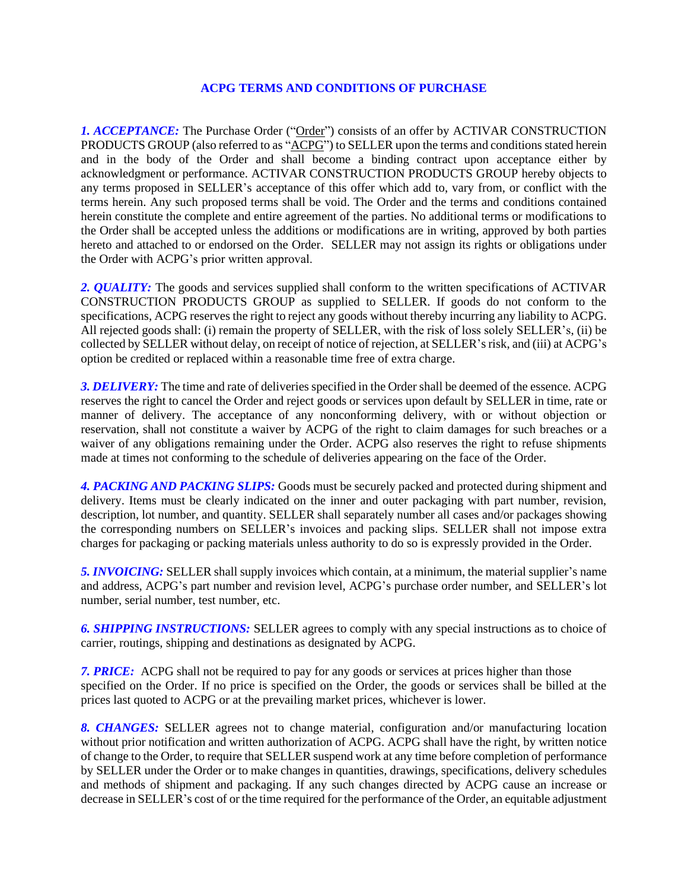# ACPG TERMS AND CONDITIONS OF PURCHASE

***1. ACCEPTANCE:*** The Purchase Order ("Order") consists of an offer by ACTIVAR CONSTRUCTION PRODUCTS GROUP (also referred to as "ACPG") to SELLER upon the terms and conditions stated herein and in the body of the Order and shall become a binding contract upon acceptance either by acknowledgment or performance. ACTIVAR CONSTRUCTION PRODUCTS GROUP hereby objects to any terms proposed in SELLER's acceptance of this offer which add to, vary from, or conflict with the terms herein. Any such proposed terms shall be void. The Order and the terms and conditions contained herein constitute the complete and entire agreement of the parties. No additional terms or modifications to the Order shall be accepted unless the additions or modifications are in writing, approved by both parties hereto and attached to or endorsed on the Order. SELLER may not assign its rights or obligations under the Order with ACPG's prior written approval.

***2. QUALITY:*** The goods and services supplied shall conform to the written specifications of ACTIVAR CONSTRUCTION PRODUCTS GROUP as supplied to SELLER. If goods do not conform to the specifications, ACPG reserves the right to reject any goods without thereby incurring any liability to ACPG. All rejected goods shall: (i) remain the property of SELLER, with the risk of loss solely SELLER's, (ii) be collected by SELLER without delay, on receipt of notice of rejection, at SELLER's risk, and (iii) at ACPG's option be credited or replaced within a reasonable time free of extra charge.

***3. DELIVERY:*** The time and rate of deliveries specified in the Order shall be deemed of the essence. ACPG reserves the right to cancel the Order and reject goods or services upon default by SELLER in time, rate or manner of delivery. The acceptance of any nonconforming delivery, with or without objection or reservation, shall not constitute a waiver by ACPG of the right to claim damages for such breaches or a waiver of any obligations remaining under the Order. ACPG also reserves the right to refuse shipments made at times not conforming to the schedule of deliveries appearing on the face of the Order.

***4. PACKING AND PACKING SLIPS:*** Goods must be securely packed and protected during shipment and delivery. Items must be clearly indicated on the inner and outer packaging with part number, revision, description, lot number, and quantity. SELLER shall separately number all cases and/or packages showing the corresponding numbers on SELLER's invoices and packing slips. SELLER shall not impose extra charges for packaging or packing materials unless authority to do so is expressly provided in the Order.

***5. INVOICING:*** SELLER shall supply invoices which contain, at a minimum, the material supplier's name and address, ACPG's part number and revision level, ACPG's purchase order number, and SELLER's lot number, serial number, test number, etc.

***6. SHIPPING INSTRUCTIONS:*** SELLER agrees to comply with any special instructions as to choice of carrier, routings, shipping and destinations as designated by ACPG.

***7. PRICE:*** ACPG shall not be required to pay for any goods or services at prices higher than those specified on the Order. If no price is specified on the Order, the goods or services shall be billed at the prices last quoted to ACPG or at the prevailing market prices, whichever is lower.

***8. CHANGES:*** SELLER agrees not to change material, configuration and/or manufacturing location without prior notification and written authorization of ACPG. ACPG shall have the right, by written notice of change to the Order, to require that SELLER suspend work at any time before completion of performance by SELLER under the Order or to make changes in quantities, drawings, specifications, delivery schedules and methods of shipment and packaging. If any such changes directed by ACPG cause an increase or decrease in SELLER's cost of or the time required for the performance of the Order, an equitable adjustment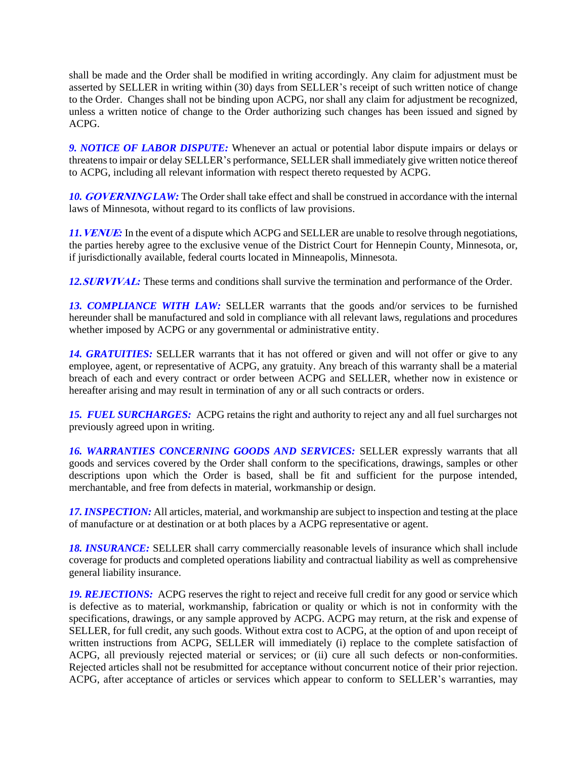shall be made and the Order shall be modified in writing accordingly. Any claim for adjustment must be asserted by SELLER in writing within (30) days from SELLER's receipt of such written notice of change to the Order. Changes shall not be binding upon ACPG, nor shall any claim for adjustment be recognized, unless a written notice of change to the Order authorizing such changes has been issued and signed by ACPG.

***9. NOTICE OF LABOR DISPUTE:*** Whenever an actual or potential labor dispute impairs or delays or threatens to impair or delay SELLER's performance, SELLER shall immediately give written notice thereof to ACPG, including all relevant information with respect thereto requested by ACPG.

***10. GOVERNING LAW:*** The Order shall take effect and shall be construed in accordance with the internal laws of Minnesota, without regard to its conflicts of law provisions.

***11. VENUE:*** In the event of a dispute which ACPG and SELLER are unable to resolve through negotiations, the parties hereby agree to the exclusive venue of the District Court for Hennepin County, Minnesota, or, if jurisdictionally available, federal courts located in Minneapolis, Minnesota.

***12. SURVIVAL:*** These terms and conditions shall survive the termination and performance of the Order.

***13. COMPLIANCE WITH LAW:*** SELLER warrants that the goods and/or services to be furnished hereunder shall be manufactured and sold in compliance with all relevant laws, regulations and procedures whether imposed by ACPG or any governmental or administrative entity.

***14. GRATUITIES:*** SELLER warrants that it has not offered or given and will not offer or give to any employee, agent, or representative of ACPG, any gratuity. Any breach of this warranty shall be a material breach of each and every contract or order between ACPG and SELLER, whether now in existence or hereafter arising and may result in termination of any or all such contracts or orders.

***15. FUEL SURCHARGES:*** ACPG retains the right and authority to reject any and all fuel surcharges not previously agreed upon in writing.

***16. WARRANTIES CONCERNING GOODS AND SERVICES:*** SELLER expressly warrants that all goods and services covered by the Order shall conform to the specifications, drawings, samples or other descriptions upon which the Order is based, shall be fit and sufficient for the purpose intended, merchantable, and free from defects in material, workmanship or design.

***17. INSPECTION:*** All articles, material, and workmanship are subject to inspection and testing at the place of manufacture or at destination or at both places by a ACPG representative or agent.

***18. INSURANCE:*** SELLER shall carry commercially reasonable levels of insurance which shall include coverage for products and completed operations liability and contractual liability as well as comprehensive general liability insurance.

***19. REJECTIONS:*** ACPG reserves the right to reject and receive full credit for any good or service which is defective as to material, workmanship, fabrication or quality or which is not in conformity with the specifications, drawings, or any sample approved by ACPG. ACPG may return, at the risk and expense of SELLER, for full credit, any such goods. Without extra cost to ACPG, at the option of and upon receipt of written instructions from ACPG, SELLER will immediately (i) replace to the complete satisfaction of ACPG, all previously rejected material or services; or (ii) cure all such defects or non-conformities. Rejected articles shall not be resubmitted for acceptance without concurrent notice of their prior rejection. ACPG, after acceptance of articles or services which appear to conform to SELLER's warranties, may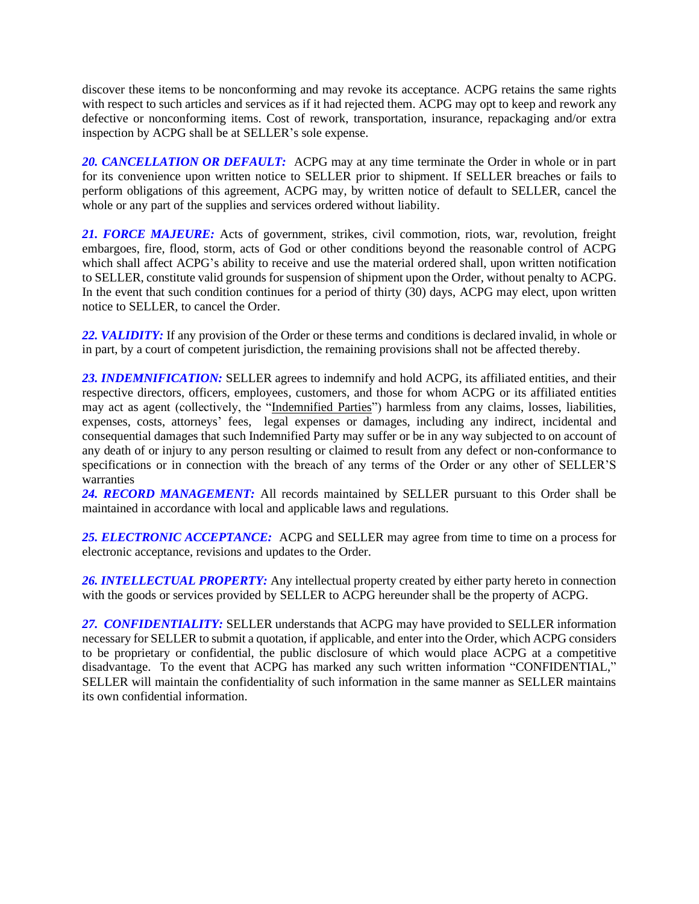discover these items to be nonconforming and may revoke its acceptance. ACPG retains the same rights with respect to such articles and services as if it had rejected them. ACPG may opt to keep and rework any defective or nonconforming items. Cost of rework, transportation, insurance, repackaging and/or extra inspection by ACPG shall be at SELLER's sole expense.

***20. CANCELLATION OR DEFAULT:*** ACPG may at any time terminate the Order in whole or in part for its convenience upon written notice to SELLER prior to shipment. If SELLER breaches or fails to perform obligations of this agreement, ACPG may, by written notice of default to SELLER, cancel the whole or any part of the supplies and services ordered without liability.

***21. FORCE MAJEURE:*** Acts of government, strikes, civil commotion, riots, war, revolution, freight embargoes, fire, flood, storm, acts of God or other conditions beyond the reasonable control of ACPG which shall affect ACPG's ability to receive and use the material ordered shall, upon written notification to SELLER, constitute valid grounds for suspension of shipment upon the Order, without penalty to ACPG. In the event that such condition continues for a period of thirty (30) days, ACPG may elect, upon written notice to SELLER, to cancel the Order.

***22. VALIDITY:*** If any provision of the Order or these terms and conditions is declared invalid, in whole or in part, by a court of competent jurisdiction, the remaining provisions shall not be affected thereby.

***23. INDEMNIFICATION:*** SELLER agrees to indemnify and hold ACPG, its affiliated entities, and their respective directors, officers, employees, customers, and those for whom ACPG or its affiliated entities may act as agent (collectively, the "Indemnified Parties") harmless from any claims, losses, liabilities, expenses, costs, attorneys' fees, legal expenses or damages, including any indirect, incidental and consequential damages that such Indemnified Party may suffer or be in any way subjected to on account of any death of or injury to any person resulting or claimed to result from any defect or non-conformance to specifications or in connection with the breach of any terms of the Order or any other of SELLER'S warranties

***24. RECORD MANAGEMENT:*** All records maintained by SELLER pursuant to this Order shall be maintained in accordance with local and applicable laws and regulations.

***25. ELECTRONIC ACCEPTANCE:*** ACPG and SELLER may agree from time to time on a process for electronic acceptance, revisions and updates to the Order.

***26. INTELLECTUAL PROPERTY:*** Any intellectual property created by either party hereto in connection with the goods or services provided by SELLER to ACPG hereunder shall be the property of ACPG.

***27. CONFIDENTIALITY:*** SELLER understands that ACPG may have provided to SELLER information necessary for SELLER to submit a quotation, if applicable, and enter into the Order, which ACPG considers to be proprietary or confidential, the public disclosure of which would place ACPG at a competitive disadvantage. To the event that ACPG has marked any such written information "CONFIDENTIAL," SELLER will maintain the confidentiality of such information in the same manner as SELLER maintains its own confidential information.